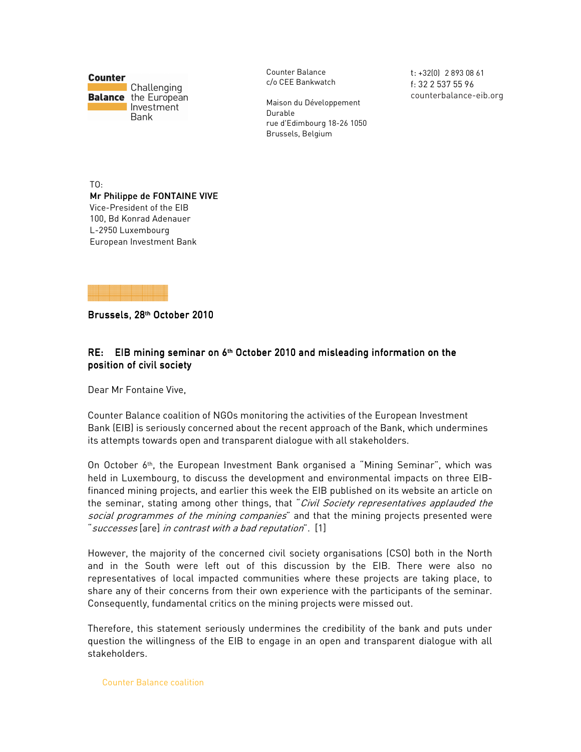**Counter Balance** Challenging the European Investment Bank

Counter Balance
c/o CEE Bankwatch

Maison du Développement Durable
rue d'Edimbourg 18-26 1050
Brussels, Belgium

t: +32(0) 2 893 08 61
f: 32 2 537 55 96
counterbalance-eib.org

TO:
**Mr Philippe de FONTAINE VIVE**
Vice-President of the EIB
100, Bd Konrad Adenauer
L-2950 Luxembourg
European Investment Bank

**Brussels, 28th October 2010**

**RE: EIB mining seminar on 6th October 2010 and misleading information on the position of civil society**

Dear Mr Fontaine Vive,

Counter Balance coalition of NGOs monitoring the activities of the European Investment Bank (EIB) is seriously concerned about the recent approach of the Bank, which undermines its attempts towards open and transparent dialogue with all stakeholders.

On October 6th, the European Investment Bank organised a "Mining Seminar", which was held in Luxembourg, to discuss the development and environmental impacts on three EIB-financed mining projects, and earlier this week the EIB published on its website an article on the seminar, stating among other things, that "*Civil Society representatives applauded the social programmes of the mining companies*" and that the mining projects presented were "*successes* [are] *in contrast with a bad reputation*". [1]

However, the majority of the concerned civil society organisations (CSO) both in the North and in the South were left out of this discussion by the EIB. There were also no representatives of local impacted communities where these projects are taking place, to share any of their concerns from their own experience with the participants of the seminar. Consequently, fundamental critics on the mining projects were missed out.

Therefore, this statement seriously undermines the credibility of the bank and puts under question the willingness of the EIB to engage in an open and transparent dialogue with all stakeholders.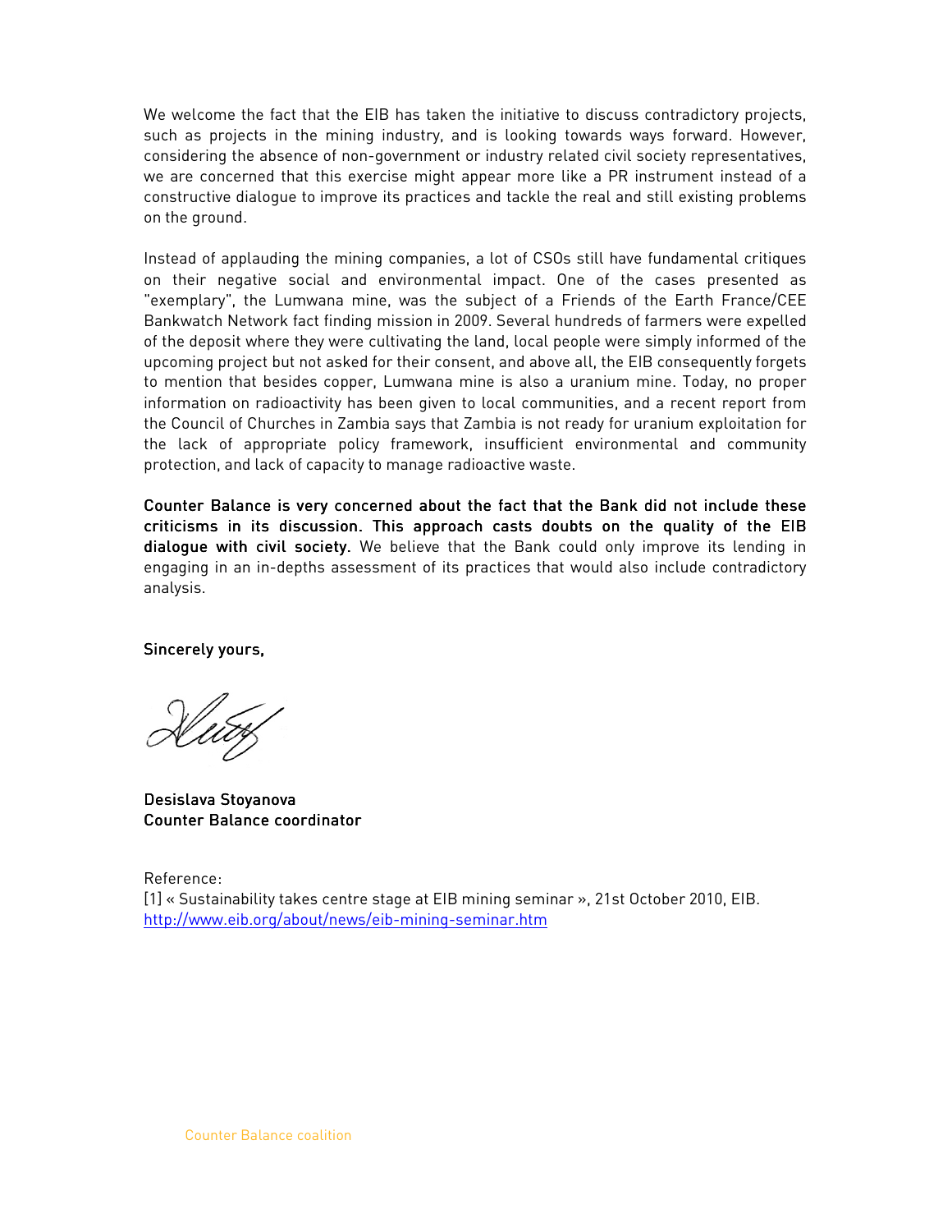We welcome the fact that the EIB has taken the initiative to discuss contradictory projects, such as projects in the mining industry, and is looking towards ways forward. However, considering the absence of non-government or industry related civil society representatives, we are concerned that this exercise might appear more like a PR instrument instead of a constructive dialogue to improve its practices and tackle the real and still existing problems on the ground.

Instead of applauding the mining companies, a lot of CSOs still have fundamental critiques on their negative social and environmental impact. One of the cases presented as "exemplary", the Lumwana mine, was the subject of a Friends of the Earth France/CEE Bankwatch Network fact finding mission in 2009. Several hundreds of farmers were expelled of the deposit where they were cultivating the land, local people were simply informed of the upcoming project but not asked for their consent, and above all, the EIB consequently forgets to mention that besides copper, Lumwana mine is also a uranium mine. Today, no proper information on radioactivity has been given to local communities, and a recent report from the Council of Churches in Zambia says that Zambia is not ready for uranium exploitation for the lack of appropriate policy framework, insufficient environmental and community protection, and lack of capacity to manage radioactive waste.

**Counter Balance is very concerned about the fact that the Bank did not include these criticisms in its discussion. This approach casts doubts on the quality of the EIB dialogue with civil society.** We believe that the Bank could only improve its lending in engaging in an in-depths assessment of its practices that would also include contradictory analysis.

Sincerely yours,

Desislava Stoyanova
Counter Balance coordinator

Reference:
[1] « Sustainability takes centre stage at EIB mining seminar », 21st October 2010, EIB. http://www.eib.org/about/news/eib-mining-seminar.htm